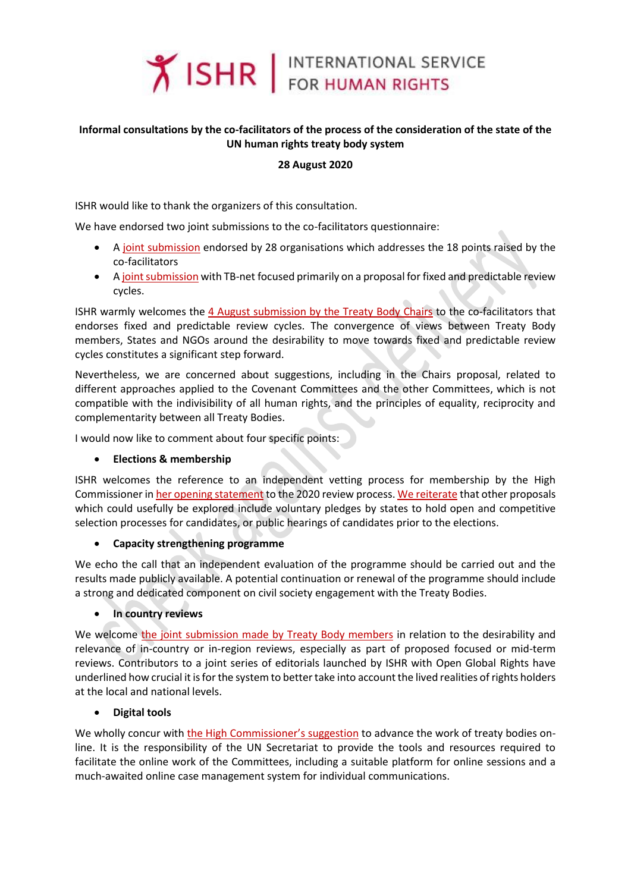ISHR | INTERNATIONAL SERVICE FOR HUMAN RIGHTS

**Informal consultations by the co-facilitators of the process of the consideration of the state of the UN human rights treaty body system**

**28 August 2020**

ISHR would like to thank the organizers of this consultation.

We have endorsed two joint submissions to the co-facilitators questionnaire:

- A joint submission endorsed by 28 organisations which addresses the 18 points raised by the co-facilitators
- A joint submission with TB-net focused primarily on a proposal for fixed and predictable review cycles.

ISHR warmly welcomes the 4 August submission by the Treaty Body Chairs to the co-facilitators that endorses fixed and predictable review cycles. The convergence of views between Treaty Body members, States and NGOs around the desirability to move towards fixed and predictable review cycles constitutes a significant step forward.

Nevertheless, we are concerned about suggestions, including in the Chairs proposal, related to different approaches applied to the Covenant Committees and the other Committees, which is not compatible with the indivisibility of all human rights, and the principles of equality, reciprocity and complementarity between all Treaty Bodies.

I would now like to comment about four specific points:

- **Elections & membership**

ISHR welcomes the reference to an independent vetting process for membership by the High Commissioner in her opening statement to the 2020 review process. We reiterate that other proposals which could usefully be explored include voluntary pledges by states to hold open and competitive selection processes for candidates, or public hearings of candidates prior to the elections.

- **Capacity strengthening programme**

We echo the call that an independent evaluation of the programme should be carried out and the results made publicly available. A potential continuation or renewal of the programme should include a strong and dedicated component on civil society engagement with the Treaty Bodies.

- **In country reviews**

We welcome the joint submission made by Treaty Body members in relation to the desirability and relevance of in-country or in-region reviews, especially as part of proposed focused or mid-term reviews. Contributors to a joint series of editorials launched by ISHR with Open Global Rights have underlined how crucial it is for the system to better take into account the lived realities of rights holders at the local and national levels.

- **Digital tools**

We wholly concur with the High Commissioner's suggestion to advance the work of treaty bodies on-line. It is the responsibility of the UN Secretariat to provide the tools and resources required to facilitate the online work of the Committees, including a suitable platform for online sessions and a much-awaited online case management system for individual communications.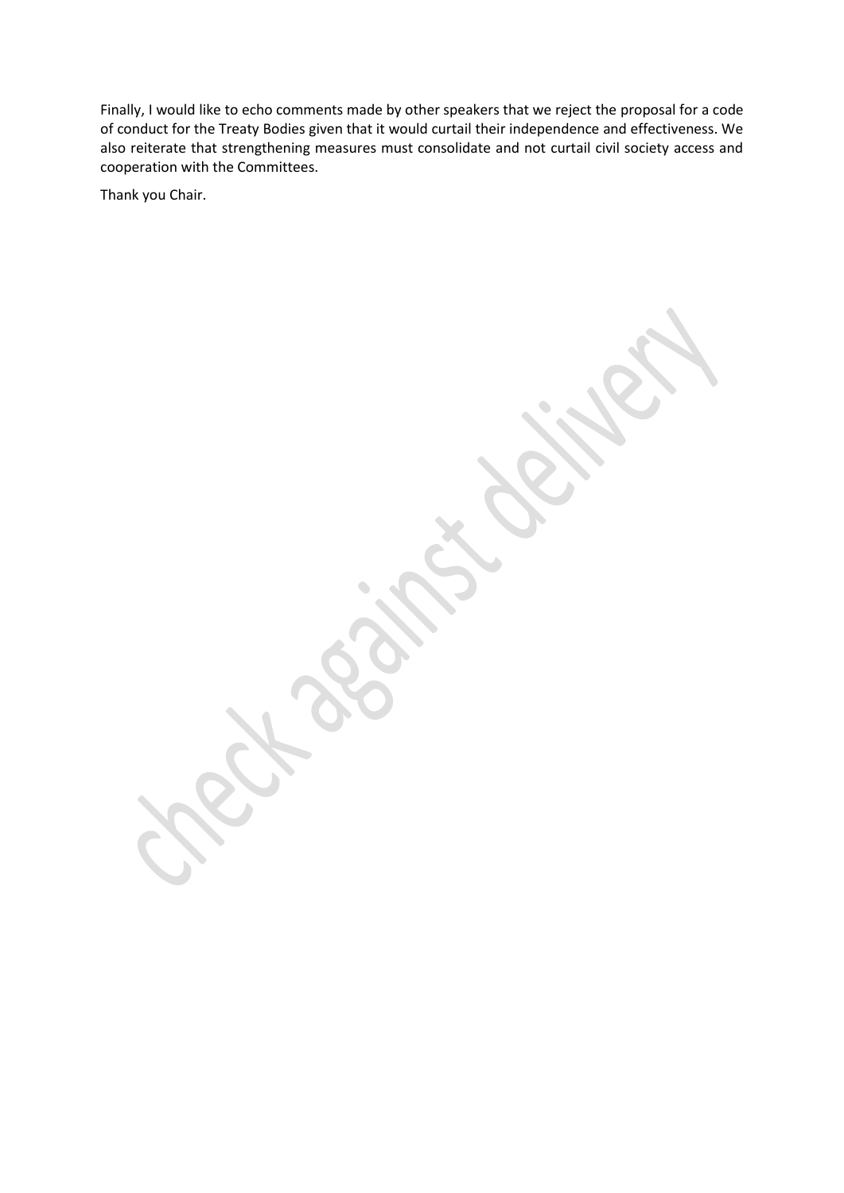Finally, I would like to echo comments made by other speakers that we reject the proposal for a code of conduct for the Treaty Bodies given that it would curtail their independence and effectiveness. We also reiterate that strengthening measures must consolidate and not curtail civil society access and cooperation with the Committees.

Thank you Chair.

check against delivery